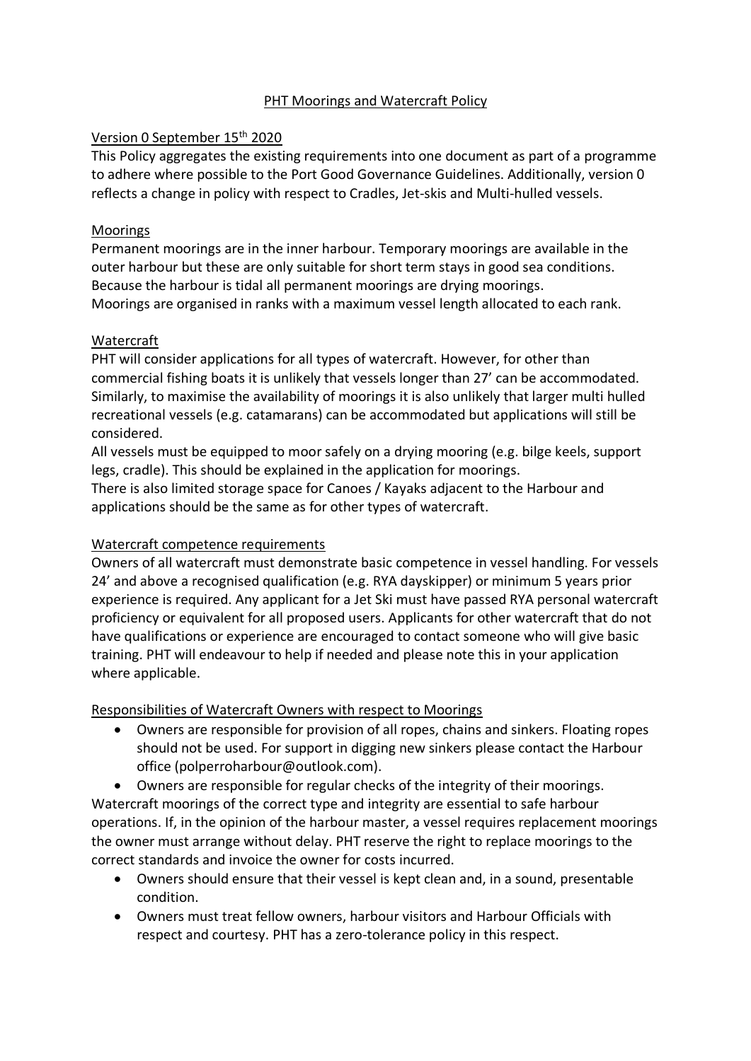# PHT Moorings and Watercraft Policy

## Version 0 September 15th 2020

This Policy aggregates the existing requirements into one document as part of a programme to adhere where possible to the Port Good Governance Guidelines. Additionally, version 0 reflects a change in policy with respect to Cradles, Jet-skis and Multi-hulled vessels.

## Moorings

Permanent moorings are in the inner harbour. Temporary moorings are available in the outer harbour but these are only suitable for short term stays in good sea conditions.
Because the harbour is tidal all permanent moorings are drying moorings.
Moorings are organised in ranks with a maximum vessel length allocated to each rank.

## Watercraft

PHT will consider applications for all types of watercraft. However, for other than commercial fishing boats it is unlikely that vessels longer than 27' can be accommodated. Similarly, to maximise the availability of moorings it is also unlikely that larger multi hulled recreational vessels (e.g. catamarans) can be accommodated but applications will still be considered.
All vessels must be equipped to moor safely on a drying mooring (e.g. bilge keels, support legs, cradle). This should be explained in the application for moorings.
There is also limited storage space for Canoes / Kayaks adjacent to the Harbour and applications should be the same as for other types of watercraft.

## Watercraft competence requirements

Owners of all watercraft must demonstrate basic competence in vessel handling. For vessels 24' and above a recognised qualification (e.g. RYA dayskipper) or minimum 5 years prior experience is required. Any applicant for a Jet Ski must have passed RYA personal watercraft proficiency or equivalent for all proposed users. Applicants for other watercraft that do not have qualifications or experience are encouraged to contact someone who will give basic training. PHT will endeavour to help if needed and please note this in your application where applicable.

## Responsibilities of Watercraft Owners with respect to Moorings

- Owners are responsible for provision of all ropes, chains and sinkers. Floating ropes should not be used. For support in digging new sinkers please contact the Harbour office (polperroharbour@outlook.com).
- Owners are responsible for regular checks of the integrity of their moorings.

Watercraft moorings of the correct type and integrity are essential to safe harbour operations. If, in the opinion of the harbour master, a vessel requires replacement moorings the owner must arrange without delay. PHT reserve the right to replace moorings to the correct standards and invoice the owner for costs incurred.

- Owners should ensure that their vessel is kept clean and, in a sound, presentable condition.
- Owners must treat fellow owners, harbour visitors and Harbour Officials with respect and courtesy. PHT has a zero-tolerance policy in this respect.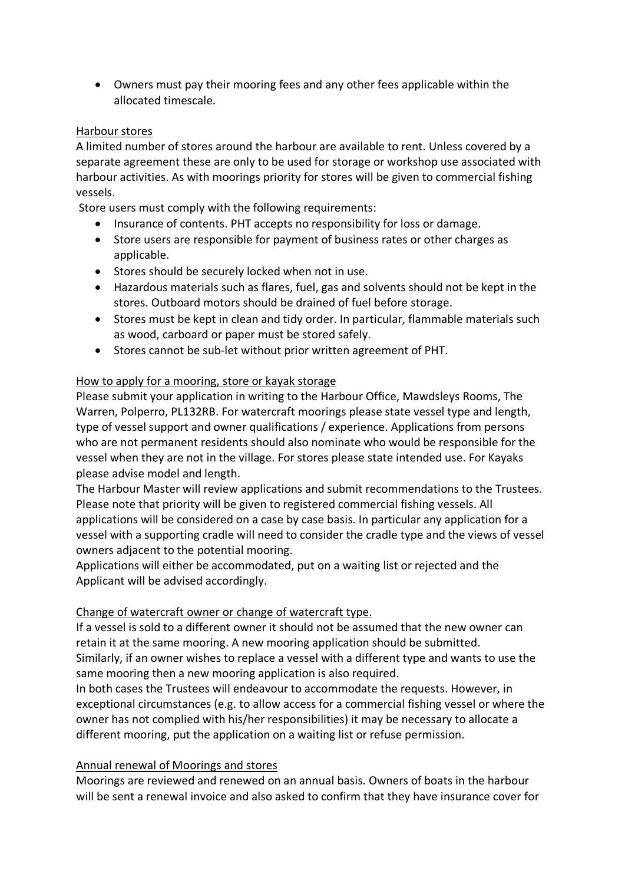- Owners must pay their mooring fees and any other fees applicable within the allocated timescale.

## Harbour stores

A limited number of stores around the harbour are available to rent. Unless covered by a separate agreement these are only to be used for storage or workshop use associated with harbour activities. As with moorings priority for stores will be given to commercial fishing vessels.

Store users must comply with the following requirements:

- Insurance of contents. PHT accepts no responsibility for loss or damage.
- Store users are responsible for payment of business rates or other charges as applicable.
- Stores should be securely locked when not in use.
- Hazardous materials such as flares, fuel, gas and solvents should not be kept in the stores. Outboard motors should be drained of fuel before storage.
- Stores must be kept in clean and tidy order. In particular, flammable materials such as wood, carboard or paper must be stored safely.
- Stores cannot be sub-let without prior written agreement of PHT.

## How to apply for a mooring, store or kayak storage

Please submit your application in writing to the Harbour Office, Mawdsleys Rooms, The Warren, Polperro, PL132RB. For watercraft moorings please state vessel type and length, type of vessel support and owner qualifications / experience. Applications from persons who are not permanent residents should also nominate who would be responsible for the vessel when they are not in the village. For stores please state intended use. For Kayaks please advise model and length.

The Harbour Master will review applications and submit recommendations to the Trustees. Please note that priority will be given to registered commercial fishing vessels. All applications will be considered on a case by case basis. In particular any application for a vessel with a supporting cradle will need to consider the cradle type and the views of vessel owners adjacent to the potential mooring.

Applications will either be accommodated, put on a waiting list or rejected and the Applicant will be advised accordingly.

## Change of watercraft owner or change of watercraft type.

If a vessel is sold to a different owner it should not be assumed that the new owner can retain it at the same mooring. A new mooring application should be submitted.

Similarly, if an owner wishes to replace a vessel with a different type and wants to use the same mooring then a new mooring application is also required.

In both cases the Trustees will endeavour to accommodate the requests. However, in exceptional circumstances (e.g. to allow access for a commercial fishing vessel or where the owner has not complied with his/her responsibilities) it may be necessary to allocate a different mooring, put the application on a waiting list or refuse permission.

## Annual renewal of Moorings and stores

Moorings are reviewed and renewed on an annual basis. Owners of boats in the harbour will be sent a renewal invoice and also asked to confirm that they have insurance cover for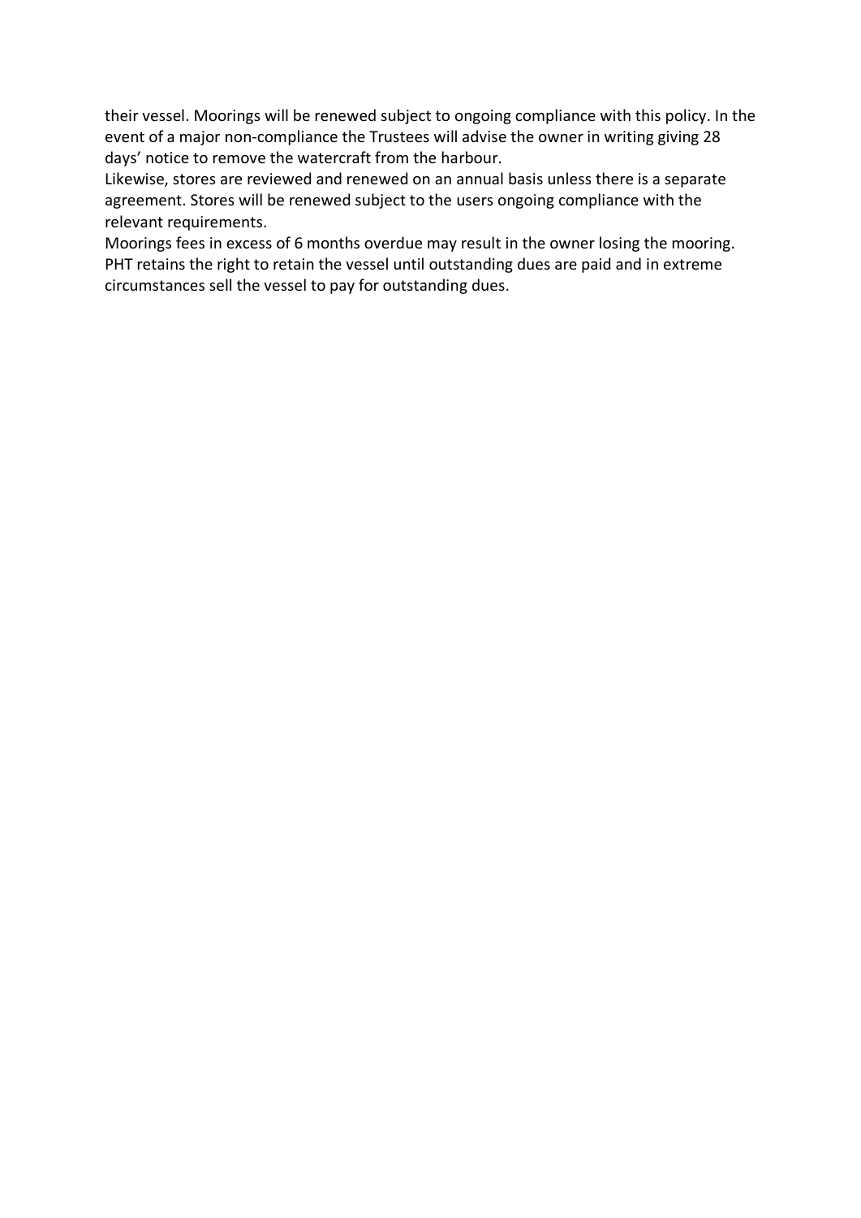their vessel. Moorings will be renewed subject to ongoing compliance with this policy. In the event of a major non-compliance the Trustees will advise the owner in writing giving 28 days' notice to remove the watercraft from the harbour.

Likewise, stores are reviewed and renewed on an annual basis unless there is a separate agreement. Stores will be renewed subject to the users ongoing compliance with the relevant requirements.

Moorings fees in excess of 6 months overdue may result in the owner losing the mooring. PHT retains the right to retain the vessel until outstanding dues are paid and in extreme circumstances sell the vessel to pay for outstanding dues.